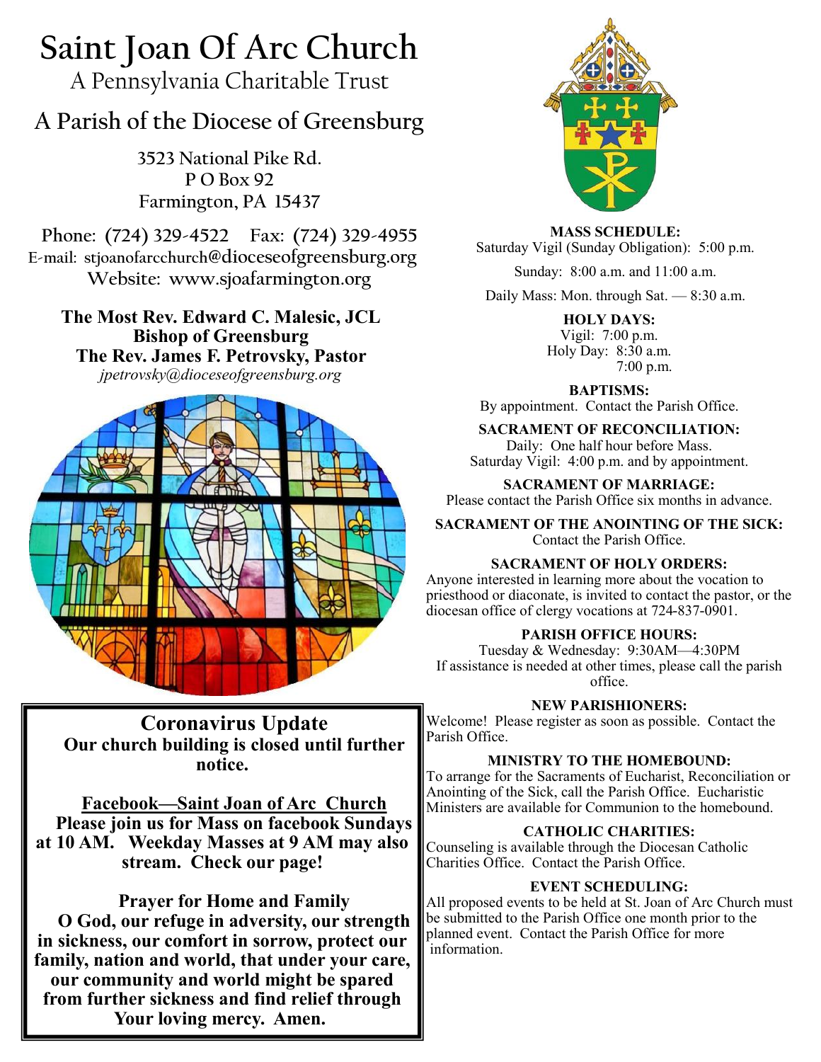# Saint Joan Of Arc Church

A Pennsylvania Charitable Trust

## A Parish of the Diocese of Greensburg

3523 National Pike Rd.
P O Box 92
Farmington, PA 15437

Phone: (724) 329-4522    Fax: (724) 329-4955
E-mail: stjoanofarcchurch@dioceseofgreensburg.org
Website: www.sjoafarmington.org

**The Most Rev. Edward C. Malesic, JCL**
**Bishop of Greensburg**
**The Rev. James F. Petrovsky, Pastor**
*jpetrovsky@dioceseofgreensburg.org*

## Coronavirus Update

**Our church building is closed until further notice.**

**Facebook—Saint Joan of Arc Church**
**Please join us for Mass on facebook Sundays at 10 AM. Weekday Masses at 9 AM may also stream. Check our page!**

**Prayer for Home and Family**
**O God, our refuge in adversity, our strength in sickness, our comfort in sorrow, protect our family, nation and world, that under your care, our community and world might be spared from further sickness and find relief through Your loving mercy. Amen.**

**MASS SCHEDULE:**
Saturday Vigil (Sunday Obligation): 5:00 p.m.

Sunday: 8:00 a.m. and 11:00 a.m.

Daily Mass: Mon. through Sat. — 8:30 a.m.

**HOLY DAYS:**
Vigil: 7:00 p.m.
Holy Day: 8:30 a.m.
7:00 p.m.

**BAPTISMS:**
By appointment. Contact the Parish Office.

**SACRAMENT OF RECONCILIATION:**
Daily: One half hour before Mass.
Saturday Vigil: 4:00 p.m. and by appointment.

**SACRAMENT OF MARRIAGE:**
Please contact the Parish Office six months in advance.

**SACRAMENT OF THE ANOINTING OF THE SICK:**
Contact the Parish Office.

**SACRAMENT OF HOLY ORDERS:**
Anyone interested in learning more about the vocation to priesthood or diaconate, is invited to contact the pastor, or the diocesan office of clergy vocations at 724-837-0901.

**PARISH OFFICE HOURS:**
Tuesday & Wednesday: 9:30AM—4:30PM
If assistance is needed at other times, please call the parish office.

**NEW PARISHIONERS:**
Welcome! Please register as soon as possible. Contact the Parish Office.

**MINISTRY TO THE HOMEBOUND:**
To arrange for the Sacraments of Eucharist, Reconciliation or Anointing of the Sick, call the Parish Office. Eucharistic Ministers are available for Communion to the homebound.

**CATHOLIC CHARITIES:**
Counseling is available through the Diocesan Catholic Charities Office. Contact the Parish Office.

**EVENT SCHEDULING:**
All proposed events to be held at St. Joan of Arc Church must be submitted to the Parish Office one month prior to the planned event. Contact the Parish Office for more information.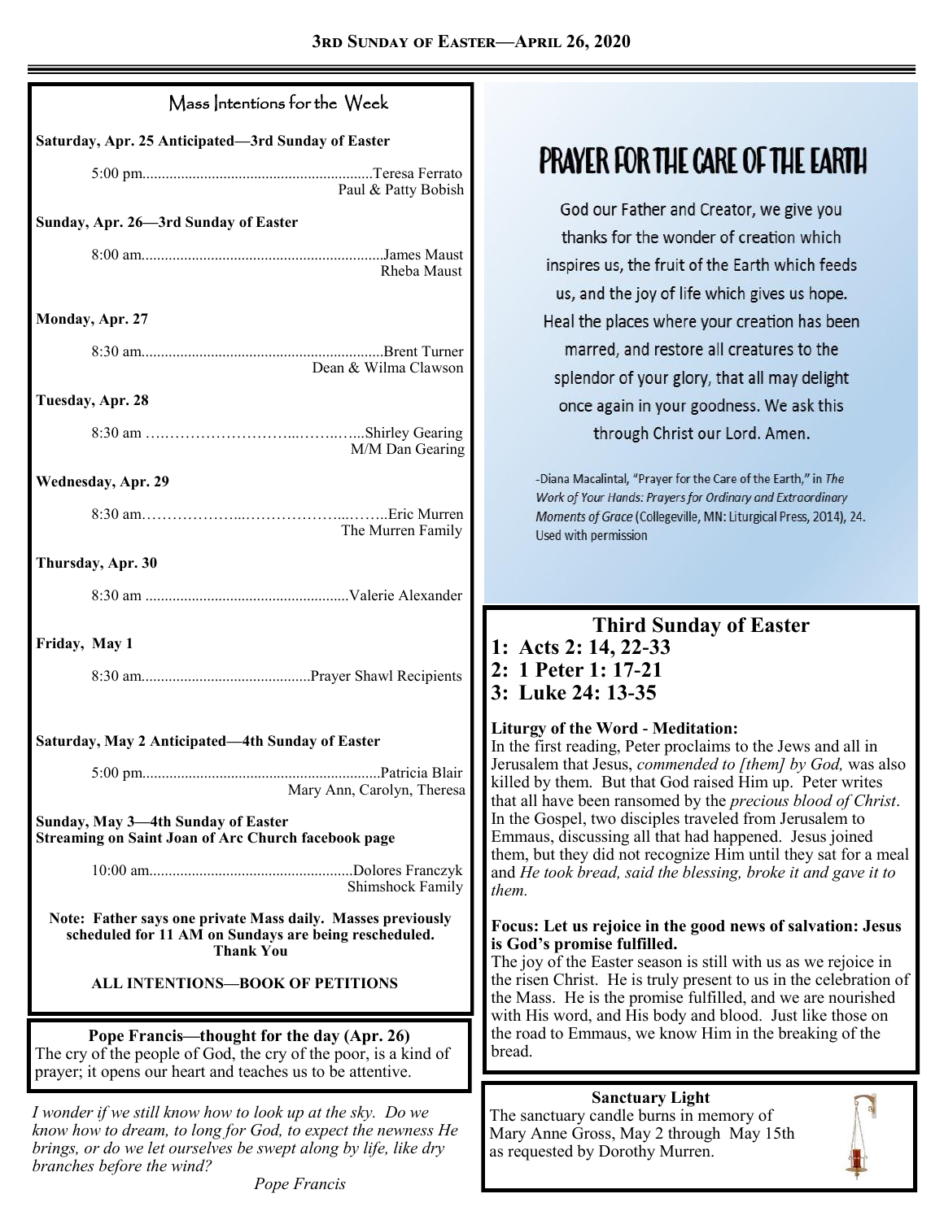## Mass Intentions for the Week

**Saturday, Apr. 25 Anticipated—3rd Sunday of Easter**

5:00 pm............................................................Teresa Ferrato
Paul & Patty Bobish

**Sunday, Apr. 26—3rd Sunday of Easter**

8:00 am...............................................................James Maust
Rheba Maust

**Monday, Apr. 27**

8:30 am...............................................................Brent Turner
Dean & Wilma Clawson

**Tuesday, Apr. 28**

8:30 am ….……………………...……..…...Shirley Gearing
M/M Dan Gearing

**Wednesday, Apr. 29**

8:30 am………………...………………...……..Eric Murren
The Murren Family

**Thursday, Apr. 30**

8:30 am .....................................................Valerie Alexander

**Friday, May 1**

8:30 am............................................Prayer Shawl Recipients

**Saturday, May 2 Anticipated—4th Sunday of Easter**

5:00 pm.............................................................Patricia Blair
Mary Ann, Carolyn, Theresa

**Sunday, May 3—4th Sunday of Easter**
**Streaming on Saint Joan of Arc Church facebook page**

10:00 am.....................................................Dolores Franczyk
Shimshock Family

**Note: Father says one private Mass daily. Masses previously scheduled for 11 AM on Sundays are being rescheduled. Thank You**

**ALL INTENTIONS—BOOK OF PETITIONS**

**Pope Francis—thought for the day (Apr. 26)**
The cry of the people of God, the cry of the poor, is a kind of prayer; it opens our heart and teaches us to be attentive.

*I wonder if we still know how to look up at the sky. Do we know how to dream, to long for God, to expect the newness He brings, or do we let ourselves be swept along by life, like dry branches before the wind?*

*Pope Francis*

## PRAYER FOR THE CARE OF THE EARTH

God our Father and Creator, we give you thanks for the wonder of creation which inspires us, the fruit of the Earth which feeds us, and the joy of life which gives us hope. Heal the places where your creation has been marred, and restore all creatures to the splendor of your glory, that all may delight once again in your goodness. We ask this through Christ our Lord. Amen.

-Diana Macalintal, "Prayer for the Care of the Earth," in *The Work of Your Hands: Prayers for Ordinary and Extraordinary Moments of Grace* (Collegeville, MN: Liturgical Press, 2014), 24. Used with permission

## Third Sunday of Easter

**1: Acts 2: 14, 22-33**
**2: 1 Peter 1: 17-21**
**3: Luke 24: 13-35**

**Liturgy of the Word - Meditation:**
In the first reading, Peter proclaims to the Jews and all in Jerusalem that Jesus, *commended to [them] by God,* was also killed by them. But that God raised Him up. Peter writes that all have been ransomed by the *precious blood of Christ*. In the Gospel, two disciples traveled from Jerusalem to Emmaus, discussing all that had happened. Jesus joined them, but they did not recognize Him until they sat for a meal and *He took bread, said the blessing, broke it and gave it to them.*

**Focus: Let us rejoice in the good news of salvation: Jesus is God's promise fulfilled.**
The joy of the Easter season is still with us as we rejoice in the risen Christ. He is truly present to us in the celebration of the Mass. He is the promise fulfilled, and we are nourished with His word, and His body and blood. Just like those on the road to Emmaus, we know Him in the breaking of the bread.

**Sanctuary Light**
The sanctuary candle burns in memory of Mary Anne Gross, May 2 through May 15th as requested by Dorothy Murren.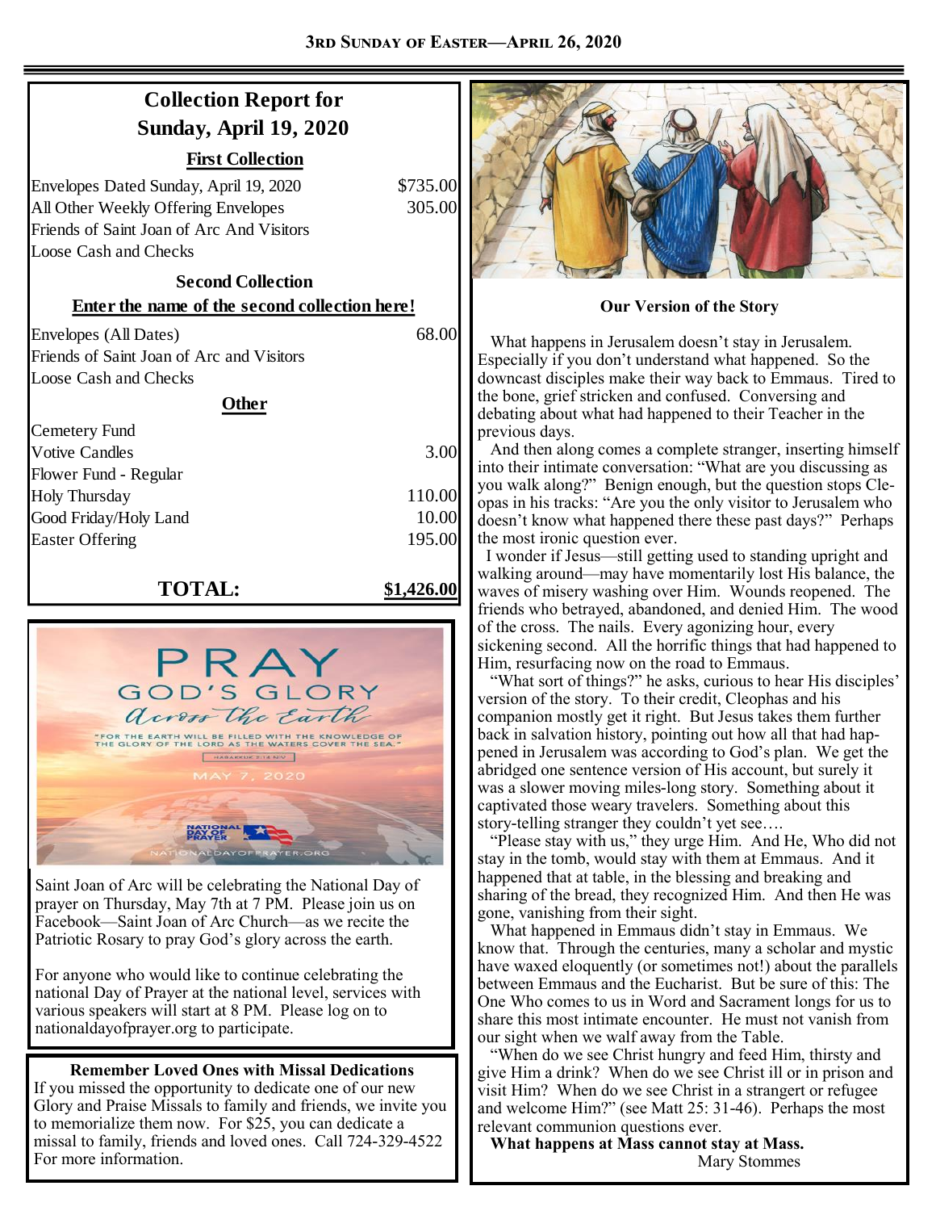## Collection Report for Sunday, April 19, 2020

**First Collection**

| | |
|---|---|
| Envelopes Dated Sunday, April 19, 2020 | $735.00 |
| All Other Weekly Offering Envelopes | 305.00 |
| Friends of Saint Joan of Arc And Visitors | |
| Loose Cash and Checks | |

**Second Collection**

**Enter the name of the second collection here!**

| | |
|---|---|
| Envelopes (All Dates) | 68.00 |
| Friends of Saint Joan of Arc and Visitors | |
| Loose Cash and Checks | |

**Other**

| | |
|---|---|
| Cemetery Fund | |
| Votive Candles | 3.00 |
| Flower Fund - Regular | |
| Holy Thursday | 110.00 |
| Good Friday/Holy Land | 10.00 |
| Easter Offering | 195.00 |
| **TOTAL:** | **$1,426.00** |

Saint Joan of Arc will be celebrating the National Day of prayer on Thursday, May 7th at 7 PM. Please join us on Facebook—Saint Joan of Arc Church—as we recite the Patriotic Rosary to pray God's glory across the earth.

For anyone who would like to continue celebrating the national Day of Prayer at the national level, services with various speakers will start at 8 PM. Please log on to nationaldayofprayer.org to participate.

**Remember Loved Ones with Missal Dedications**

If you missed the opportunity to dedicate one of our new Glory and Praise Missals to family and friends, we invite you to memorialize them now. For $25, you can dedicate a missal to family, friends and loved ones. Call 724-329-4522 For more information.

**Our Version of the Story**

What happens in Jerusalem doesn't stay in Jerusalem. Especially if you don't understand what happened. So the downcast disciples make their way back to Emmaus. Tired to the bone, grief stricken and confused. Conversing and debating about what had happened to their Teacher in the previous days.

And then along comes a complete stranger, inserting himself into their intimate conversation: "What are you discussing as you walk along?" Benign enough, but the question stops Cleopas in his tracks: "Are you the only visitor to Jerusalem who doesn't know what happened there these past days?" Perhaps the most ironic question ever.

I wonder if Jesus—still getting used to standing upright and walking around—may have momentarily lost His balance, the waves of misery washing over Him. Wounds reopened. The friends who betrayed, abandoned, and denied Him. The wood of the cross. The nails. Every agonizing hour, every sickening second. All the horrific things that had happened to Him, resurfacing now on the road to Emmaus.

"What sort of things?" he asks, curious to hear His disciples' version of the story. To their credit, Cleophas and his companion mostly get it right. But Jesus takes them further back in salvation history, pointing out how all that had happened in Jerusalem was according to God's plan. We get the abridged one sentence version of His account, but surely it was a slower moving miles-long story. Something about it captivated those weary travelers. Something about this story-telling stranger they couldn't yet see….

"Please stay with us," they urge Him. And He, Who did not stay in the tomb, would stay with them at Emmaus. And it happened that at table, in the blessing and breaking and sharing of the bread, they recognized Him. And then He was gone, vanishing from their sight.

What happened in Emmaus didn't stay in Emmaus. We know that. Through the centuries, many a scholar and mystic have waxed eloquently (or sometimes not!) about the parallels between Emmaus and the Eucharist. But be sure of this: The One Who comes to us in Word and Sacrament longs for us to share this most intimate encounter. He must not vanish from our sight when we walf away from the Table.

"When do we see Christ hungry and feed Him, thirsty and give Him a drink? When do we see Christ ill or in prison and visit Him? When do we see Christ in a strangert or refugee and welcome Him?" (see Matt 25: 31-46). Perhaps the most relevant communion questions ever.

**What happens at Mass cannot stay at Mass.**

Mary Stommes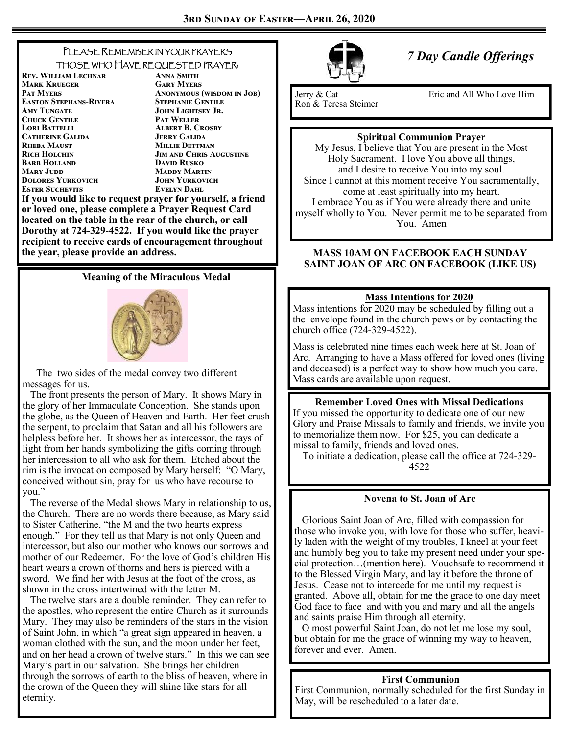## 3rd Sunday of Easter—April 26, 2020

### Please Remember in Your Prayers Those Who Have Requested Prayer:

| | |
|---|---|
| Rev. William Lechnar | Anna Smith |
| Mark Krueger | Gary Myers |
| Pat Myers | Anonymous (wisdom in Job) |
| Easton Stephans-Rivera | Stephanie Gentile |
| Amy Tungate | John Lightsey Jr. |
| Chuck Gentile | Pat Weller |
| Lori Battelli | Albert B. Crosby |
| Catherine Galida | Jerry Galida |
| Rheba Maust | Millie Dettman |
| Rich Holchin | Jim and Chris Augustine |
| Barb Holland | David Rusko |
| Mary Judd | Maddy Martin |
| Dolores Yurkovich | John Yurkovich |
| Ester Suchevits | Evelyn Dahl |

**If you would like to request prayer for yourself, a friend or loved one, please complete a Prayer Request Card located on the table in the rear of the church, or call Dorothy at 724-329-4522. If you would like the prayer recipient to receive cards of encouragement throughout the year, please provide an address.**

### Meaning of the Miraculous Medal

The two sides of the medal convey two different messages for us.

The front presents the person of Mary. It shows Mary in the glory of her Immaculate Conception. She stands upon the globe, as the Queen of Heaven and Earth. Her feet crush the serpent, to proclaim that Satan and all his followers are helpless before her. It shows her as intercessor, the rays of light from her hands symbolizing the gifts coming through her intercession to all who ask for them. Etched about the rim is the invocation composed by Mary herself: "O Mary, conceived without sin, pray for us who have recourse to you."

The reverse of the Medal shows Mary in relationship to us, the Church. There are no words there because, as Mary said to Sister Catherine, "the M and the two hearts express enough." For they tell us that Mary is not only Queen and intercessor, but also our mother who knows our sorrows and mother of our Redeemer. For the love of God's children His heart wears a crown of thorns and hers is pierced with a sword. We find her with Jesus at the foot of the cross, as shown in the cross intertwined with the letter M.

The twelve stars are a double reminder. They can refer to the apostles, who represent the entire Church as it surrounds Mary. They may also be reminders of the stars in the vision of Saint John, in which "a great sign appeared in heaven, a woman clothed with the sun, and the moon under her feet, and on her head a crown of twelve stars." In this we can see Mary's part in our salvation. She brings her children through the sorrows of earth to the bliss of heaven, where in the crown of the Queen they will shine like stars for all eternity.

### *7 Day Candle Offerings*

Jerry & Cat
Ron & Teresa Steimer
Eric and All Who Love Him

### Spiritual Communion Prayer

My Jesus, I believe that You are present in the Most Holy Sacrament. I love You above all things, and I desire to receive You into my soul. Since I cannot at this moment receive You sacramentally, come at least spiritually into my heart. I embrace You as if You were already there and unite myself wholly to You. Never permit me to be separated from You. Amen

**MASS 10AM ON FACEBOOK EACH SUNDAY**
**SAINT JOAN OF ARC ON FACEBOOK (LIKE US)**

### Mass Intentions for 2020

Mass intentions for 2020 may be scheduled by filling out a the envelope found in the church pews or by contacting the church office (724-329-4522).

Mass is celebrated nine times each week here at St. Joan of Arc. Arranging to have a Mass offered for loved ones (living and deceased) is a perfect way to show how much you care. Mass cards are available upon request.

### Remember Loved Ones with Missal Dedications

If you missed the opportunity to dedicate one of our new Glory and Praise Missals to family and friends, we invite you to memorialize them now. For $25, you can dedicate a missal to family, friends and loved ones.

To initiate a dedication, please call the office at 724-329-4522

### Novena to St. Joan of Arc

Glorious Saint Joan of Arc, filled with compassion for those who invoke you, with love for those who suffer, heavily laden with the weight of my troubles, I kneel at your feet and humbly beg you to take my present need under your special protection…(mention here). Vouchsafe to recommend it to the Blessed Virgin Mary, and lay it before the throne of Jesus. Cease not to intercede for me until my request is granted. Above all, obtain for me the grace to one day meet God face to face and with you and mary and all the angels and saints praise Him through all eternity.

O most powerful Saint Joan, do not let me lose my soul, but obtain for me the grace of winning my way to heaven, forever and ever. Amen.

### First Communion

First Communion, normally scheduled for the first Sunday in May, will be rescheduled to a later date.